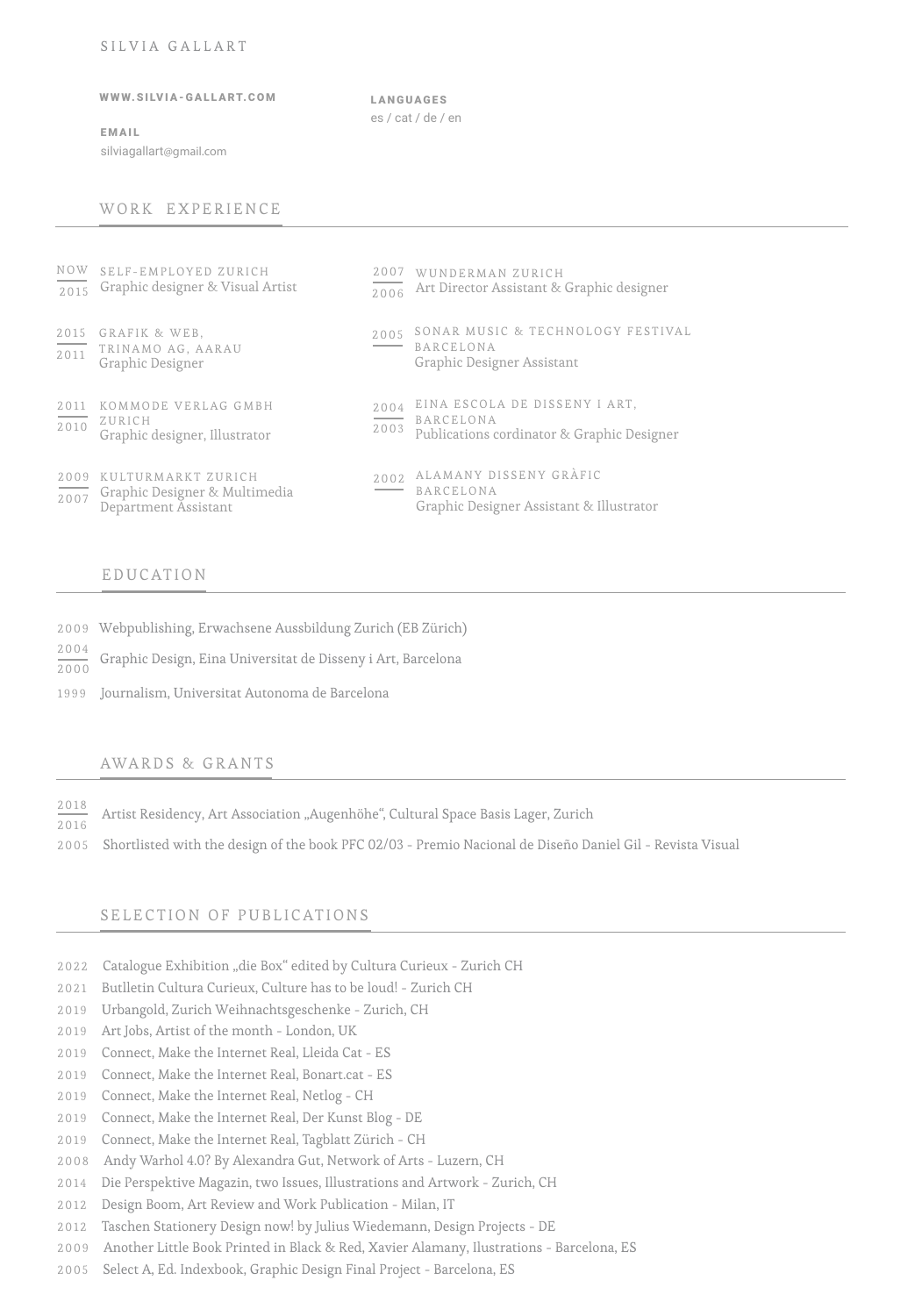# SILVIA GALLART

**WWW.SILVIA-GALLART.COM**

**EMAIL**
silviagallart@gmail.com

**LANGUAGES**
es / cat / de / en

## WORK EXPERIENCE

NOW – 2015 SELF-EMPLOYED ZURICH
Graphic designer & Visual Artist

2015 – 2011 GRAFIK & WEB, TRINAMO AG, AARAU
Graphic Designer

2011 – 2010 KOMMODE VERLAG GMBH ZURICH
Graphic designer, Illustrator

2009 – 2007 KULTURMARKT ZURICH
Graphic Designer & Multimedia Department Assistant

2007 – 2006 WUNDERMAN ZURICH
Art Director Assistant & Graphic designer

2005 SONAR MUSIC & TECHNOLOGY FESTIVAL BARCELONA
Graphic Designer Assistant

2004 – 2003 EINA ESCOLA DE DISSENY I ART, BARCELONA
Publications cordinator & Graphic Designer

2002 ALAMANY DISSENY GRÀFIC BARCELONA
Graphic Designer Assistant & Illustrator

## EDUCATION

2009 Webpublishing, Erwachsene Aussbildung Zurich (EB Zürich)

2004 – 2000 Graphic Design, Eina Universitat de Disseny i Art, Barcelona

1999 Journalism, Universitat Autonoma de Barcelona

## AWARDS & GRANTS

2018 – 2016 Artist Residency, Art Association „Augenhöhe", Cultural Space Basis Lager, Zurich

2005 Shortlisted with the design of the book PFC 02/03 - Premio Nacional de Diseño Daniel Gil - Revista Visual

## SELECTION OF PUBLICATIONS

2022 Catalogue Exhibition „die Box" edited by Cultura Curieux - Zurich CH
2021 Butlletin Cultura Curieux, Culture has to be loud! - Zurich CH
2019 Urbangold, Zurich Weihnachtsgeschenke - Zurich, CH
2019 Art Jobs, Artist of the month - London, UK
2019 Connect, Make the Internet Real, Lleida Cat - ES
2019 Connect, Make the Internet Real, Bonart.cat - ES
2019 Connect, Make the Internet Real, Netlog - CH
2019 Connect, Make the Internet Real, Der Kunst Blog - DE
2019 Connect, Make the Internet Real, Tagblatt Zürich - CH
2008 Andy Warhol 4.0? By Alexandra Gut, Network of Arts - Luzern, CH
2014 Die Perspektive Magazin, two Issues, Illustrations and Artwork - Zurich, CH
2012 Design Boom, Art Review and Work Publication - Milan, IT
2012 Taschen Stationery Design now! by Julius Wiedemann, Design Projects - DE
2009 Another Little Book Printed in Black & Red, Xavier Alamany, Ilustrations - Barcelona, ES
2005 Select A, Ed. Indexbook, Graphic Design Final Project - Barcelona, ES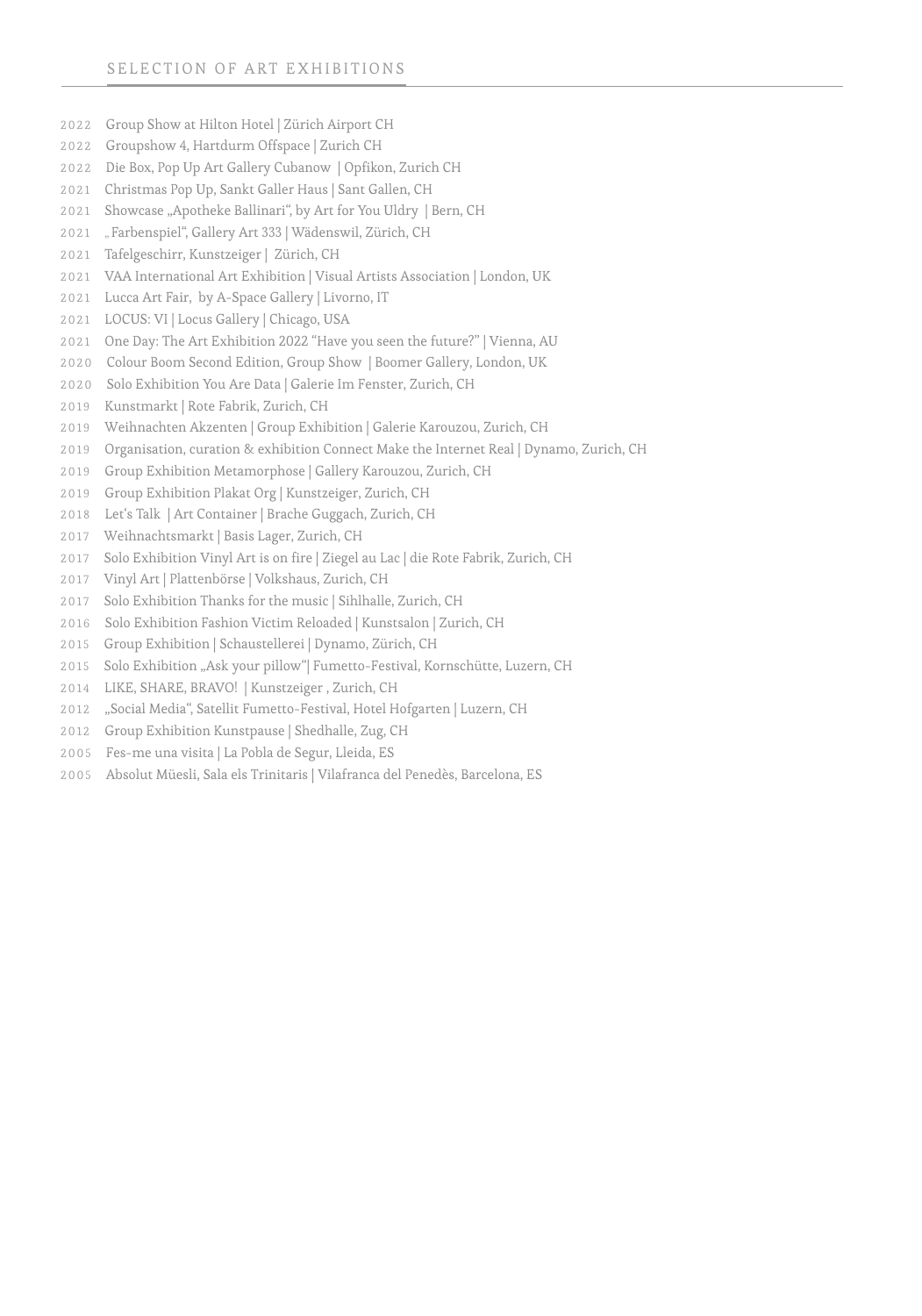## SELECTION OF ART EXHIBITIONS

2022 Group Show at Hilton Hotel | Zürich Airport CH
2022 Groupshow 4, Hartdurm Offspace | Zurich CH
2022 Die Box, Pop Up Art Gallery Cubanow | Opfikon, Zurich CH
2021 Christmas Pop Up, Sankt Galler Haus | Sant Gallen, CH
2021 Showcase „Apotheke Ballinari", by Art for You Uldry | Bern, CH
2021 „Farbenspiel", Gallery Art 333 | Wädenswil, Zürich, CH
2021 Tafelgeschirr, Kunstzeiger | Zürich, CH
2021 VAA International Art Exhibition | Visual Artists Association | London, UK
2021 Lucca Art Fair, by A-Space Gallery | Livorno, IT
2021 LOCUS: VI | Locus Gallery | Chicago, USA
2021 One Day: The Art Exhibition 2022 "Have you seen the future?" | Vienna, AU
2020 Colour Boom Second Edition, Group Show | Boomer Gallery, London, UK
2020 Solo Exhibition You Are Data | Galerie Im Fenster, Zurich, CH
2019 Kunstmarkt | Rote Fabrik, Zurich, CH
2019 Weihnachten Akzenten | Group Exhibition | Galerie Karouzou, Zurich, CH
2019 Organisation, curation & exhibition Connect Make the Internet Real | Dynamo, Zurich, CH
2019 Group Exhibition Metamorphose | Gallery Karouzou, Zurich, CH
2019 Group Exhibition Plakat Org | Kunstzeiger, Zurich, CH
2018 Let's Talk | Art Container | Brache Guggach, Zurich, CH
2017 Weihnachtsmarkt | Basis Lager, Zurich, CH
2017 Solo Exhibition Vinyl Art is on fire | Ziegel au Lac | die Rote Fabrik, Zurich, CH
2017 Vinyl Art | Plattenbörse | Volkshaus, Zurich, CH
2017 Solo Exhibition Thanks for the music | Sihlhalle, Zurich, CH
2016 Solo Exhibition Fashion Victim Reloaded | Kunstsalon | Zurich, CH
2015 Group Exhibition | Schaustellerei | Dynamo, Zürich, CH
2015 Solo Exhibition „Ask your pillow"| Fumetto-Festival, Kornschütte, Luzern, CH
2014 LIKE, SHARE, BRAVO! | Kunstzeiger , Zurich, CH
2012 „Social Media", Satellit Fumetto-Festival, Hotel Hofgarten | Luzern, CH
2012 Group Exhibition Kunstpause | Shedhalle, Zug, CH
2005 Fes-me una visita | La Pobla de Segur, Lleida, ES
2005 Absolut Müesli, Sala els Trinitaris | Vilafranca del Penedès, Barcelona, ES